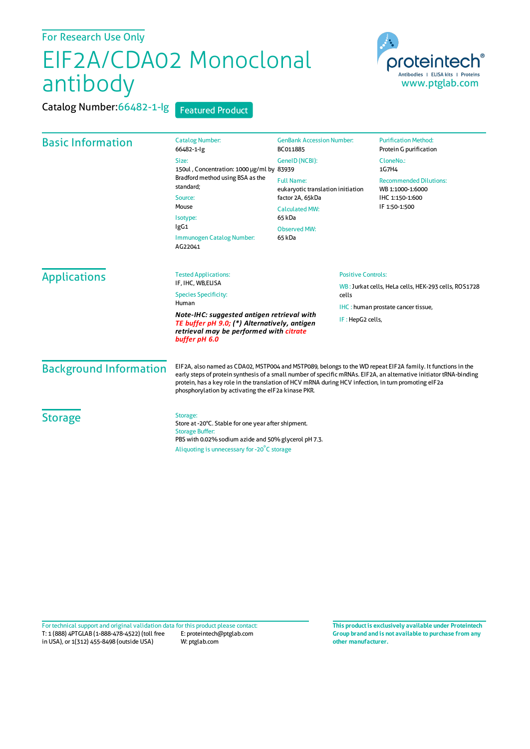For Research Use Only

# EIF2A/CDA02 Monoclonal antibody

Catalog Number: 66482-1-Ig

Featured Product

proteintech®
Antibodies | ELISA kits | Proteins
www.ptglab.com

## Basic Information

Catalog Number:
66482-1-Ig

Size:
150ul , Concentration: 1000 μg/ml by Bradford method using BSA as the standard;

Source:
Mouse

Isotype:
IgG1

Immunogen Catalog Number:
AG22041

GenBank Accession Number:
BC011885

GeneID (NCBI):
83939

Full Name:
eukaryotic translation initiation factor 2A, 65kDa

Calculated MW:
65 kDa

Observed MW:
65 kDa

Purification Method:
Protein G purification

CloneNo.:
1G7H4

Recommended Dilutions:
WB 1:1000-1:6000
IHC 1:150-1:600
IF 1:50-1:500

## Applications

Tested Applications:
IF, IHC, WB,ELISA

Species Specificity:
Human

***Note-IHC: suggested antigen retrieval with TE buffer pH 9.0; (\*) Alternatively, antigen retrieval may be performed with citrate buffer pH 6.0***

Positive Controls:

WB : Jurkat cells, HeLa cells, HEK-293 cells, ROS1728 cells

IHC : human prostate cancer tissue,

IF : HepG2 cells,

## Background Information

EIF2A, also named as CDA02, MSTP004 and MSTP089, belongs to the WD repeat EIF2A family. It functions in the early steps of protein synthesis of a small number of specific mRNAs. EIF2A, an alternative initiator tRNA-binding protein, has a key role in the translation of HCV mRNA during HCV infection, in turn promoting eIF2a phosphorylation by activating the eIF2a kinase PKR.

## Storage

Storage:
Store at -20°C. Stable for one year after shipment.

Storage Buffer:
PBS with 0.02% sodium azide and 50% glycerol pH 7.3.

Aliquoting is unnecessary for -20°C storage

For technical support and original validation data for this product please contact:
T: 1 (888) 4PTGLAB (1-888-478-4522) (toll free in USA), or 1(312) 455-8498 (outside USA)
E: proteintech@ptglab.com
W: ptglab.com

**This product is exclusively available under Proteintech Group brand and is not available to purchase from any other manufacturer.**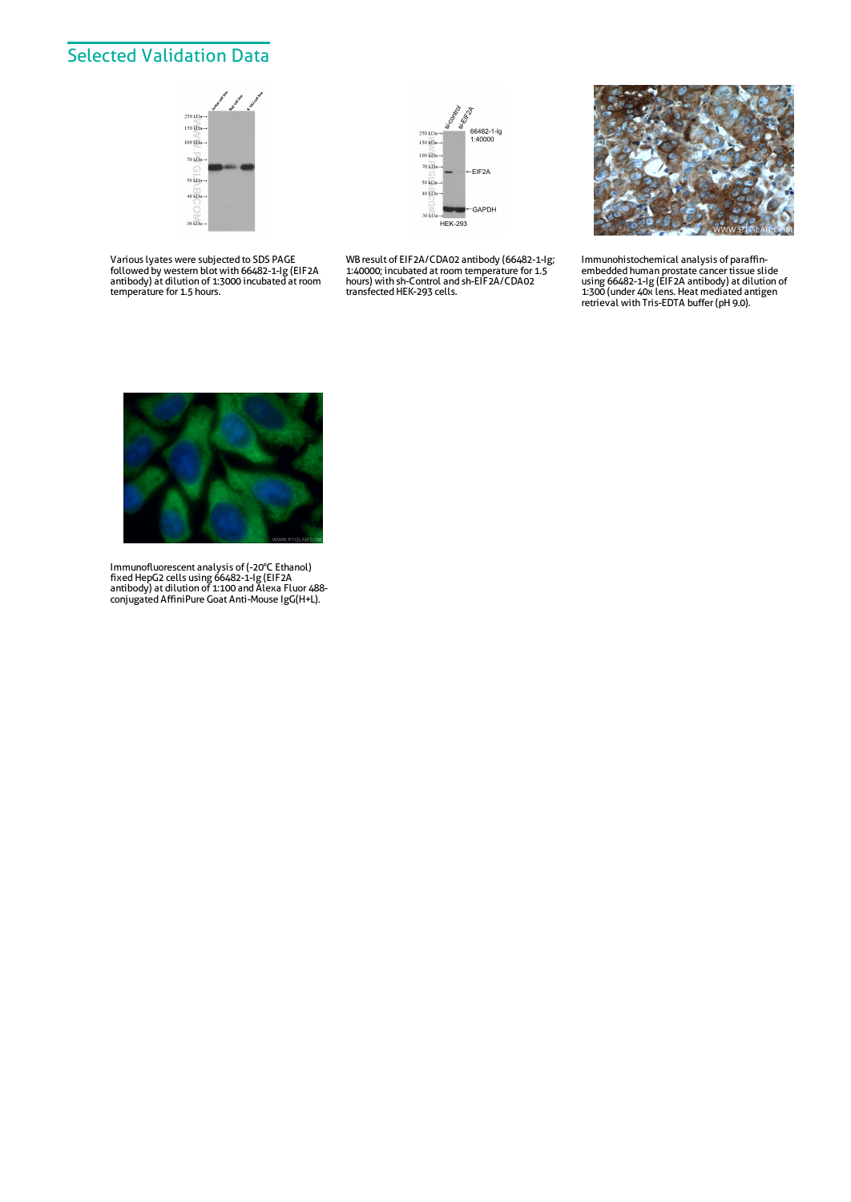## Selected Validation Data

250 kDa
150 kDa
100 kDa
70 kDa
50 kDa
40 kDa
30 kDa

Various lysates were subjected to SDS PAGE followed by western blot with 66482-1-Ig (EIF2A antibody) at dilution of 1:3000 incubated at room temperature for 1.5 hours.

si-control
si-EIF2A
66482-1-Ig
1:40000
250 kDa
150 kDa
100 kDa
70 kDa
50 kDa
40 kDa
30 kDa
←EIF2A
←GAPDH
HEK-293

WB result of EIF2A/CDA02 antibody (66482-1-Ig; 1:40000; incubated at room temperature for 1.5 hours) with sh-Control and sh-EIF2A/CDA02 transfected HEK-293 cells.

Immunohistochemical analysis of paraffin-embedded human prostate cancer tissue slide using 66482-1-Ig (EIF2A antibody) at dilution of 1:300 (under 40x lens. Heat mediated antigen retrieval with Tris-EDTA buffer (pH 9.0).

Immunofluorescent analysis of (-20°C Ethanol) fixed HepG2 cells using 66482-1-Ig (EIF2A antibody) at dilution of 1:100 and Alexa Fluor 488-conjugated AffiniPure Goat Anti-Mouse IgG(H+L).